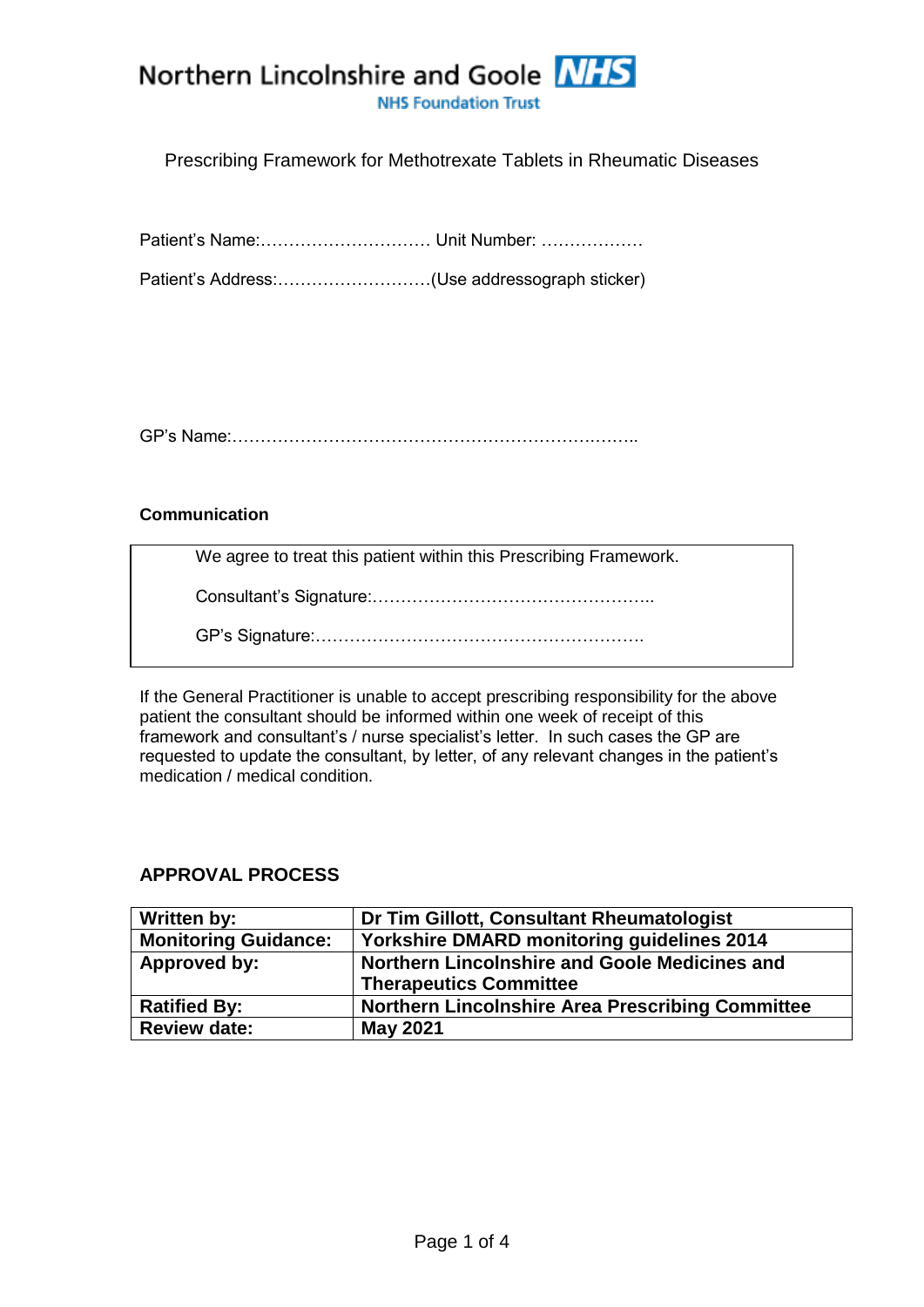Northern Lincolnshire and Goole NHS Foundation Trust

# Prescribing Framework for Methotrexate Tablets in Rheumatic Diseases

Patient's Name:………………………… Unit Number: ………………

Patient's Address:………………………(Use addressograph sticker)

GP's Name:……………………………………………………….……..

**Communication**

We agree to treat this patient within this Prescribing Framework.

Consultant's Signature:…………………………………………..

GP's Signature:………………………………………………….

If the General Practitioner is unable to accept prescribing responsibility for the above patient the consultant should be informed within one week of receipt of this framework and consultant's / nurse specialist's letter. In such cases the GP are requested to update the consultant, by letter, of any relevant changes in the patient's medication / medical condition.

## APPROVAL PROCESS

| | |
|---|---|
| **Written by:** | **Dr Tim Gillott, Consultant Rheumatologist** |
| **Monitoring Guidance:** | **Yorkshire DMARD monitoring guidelines 2014** |
| **Approved by:** | **Northern Lincolnshire and Goole Medicines and Therapeutics Committee** |
| **Ratified By:** | **Northern Lincolnshire Area Prescribing Committee** |
| **Review date:** | **May 2021** |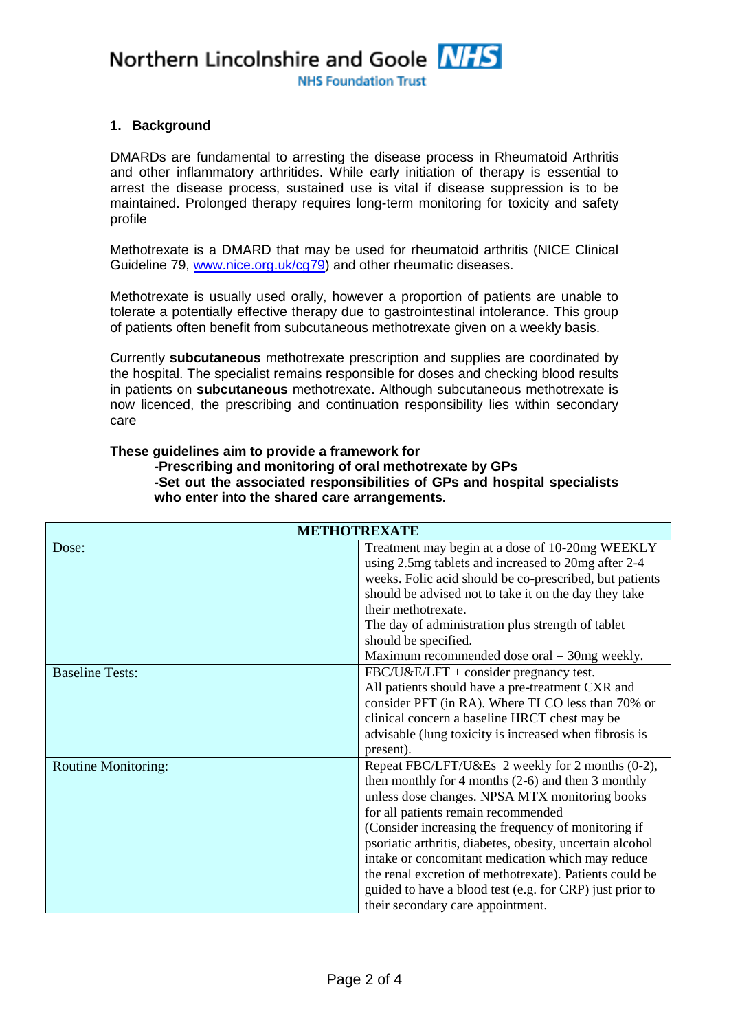## 1. Background

DMARDs are fundamental to arresting the disease process in Rheumatoid Arthritis and other inflammatory arthritides. While early initiation of therapy is essential to arrest the disease process, sustained use is vital if disease suppression is to be maintained. Prolonged therapy requires long-term monitoring for toxicity and safety profile

Methotrexate is a DMARD that may be used for rheumatoid arthritis (NICE Clinical Guideline 79, www.nice.org.uk/cg79) and other rheumatic diseases.

Methotrexate is usually used orally, however a proportion of patients are unable to tolerate a potentially effective therapy due to gastrointestinal intolerance. This group of patients often benefit from subcutaneous methotrexate given on a weekly basis.

Currently **subcutaneous** methotrexate prescription and supplies are coordinated by the hospital. The specialist remains responsible for doses and checking blood results in patients on **subcutaneous** methotrexate. Although subcutaneous methotrexate is now licenced, the prescribing and continuation responsibility lies within secondary care

**These guidelines aim to provide a framework for**

- **-Prescribing and monitoring of oral methotrexate by GPs**
- **-Set out the associated responsibilities of GPs and hospital specialists who enter into the shared care arrangements.**

| **METHOTREXATE** | |
|---|---|
| Dose: | Treatment may begin at a dose of 10-20mg WEEKLY using 2.5mg tablets and increased to 20mg after 2-4 weeks. Folic acid should be co-prescribed, but patients should be advised not to take it on the day they take their methotrexate.<br>The day of administration plus strength of tablet should be specified.<br>Maximum recommended dose oral = 30mg weekly. |
| Baseline Tests: | FBC/U&E/LFT + consider pregnancy test.<br>All patients should have a pre-treatment CXR and consider PFT (in RA). Where TLCO less than 70% or clinical concern a baseline HRCT chest may be advisable (lung toxicity is increased when fibrosis is present). |
| Routine Monitoring: | Repeat FBC/LFT/U&Es 2 weekly for 2 months (0-2), then monthly for 4 months (2-6) and then 3 monthly unless dose changes. NPSA MTX monitoring books for all patients remain recommended<br>(Consider increasing the frequency of monitoring if psoriatic arthritis, diabetes, obesity, uncertain alcohol intake or concomitant medication which may reduce the renal excretion of methotrexate). Patients could be guided to have a blood test (e.g. for CRP) just prior to their secondary care appointment. |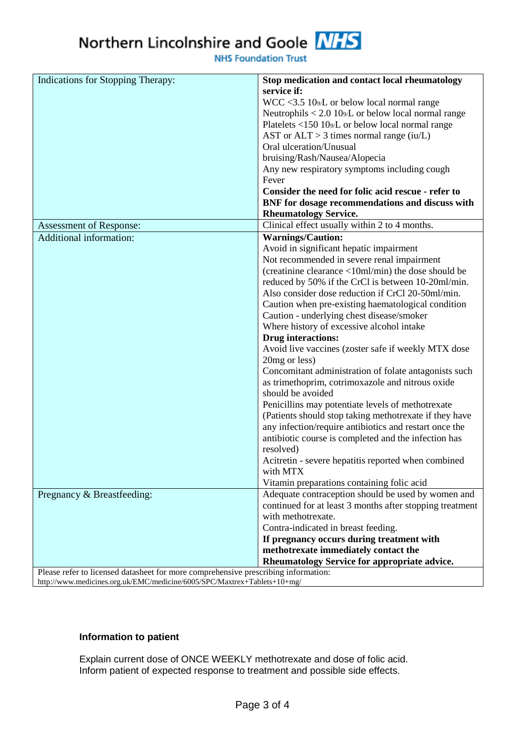| Indications for Stopping Therapy: | **Stop medication and contact local rheumatology service if:**<br>WCC <3.5 $10^9$/L or below local normal range<br>Neutrophils < 2.0 $10^9$/L or below local normal range<br>Platelets <150 $10^9$/L or below local normal range<br>AST or ALT > 3 times normal range (iu/L)<br>Oral ulceration/Unusual bruising/Rash/Nausea/Alopecia<br>Any new respiratory symptoms including cough<br>Fever<br>**Consider the need for folic acid rescue - refer to BNF for dosage recommendations and discuss with Rheumatology Service.** |
|---|---|
| Assessment of Response: | Clinical effect usually within 2 to 4 months. |
| Additional information: | **Warnings/Caution:**<br>Avoid in significant hepatic impairment<br>Not recommended in severe renal impairment (creatinine clearance <10ml/min) the dose should be reduced by 50% if the CrCl is between 10-20ml/min. Also consider dose reduction if CrCl 20-50ml/min.<br>Caution when pre-existing haematological condition<br>Caution - underlying chest disease/smoker<br>Where history of excessive alcohol intake<br>**Drug interactions:**<br>Avoid live vaccines (zoster safe if weekly MTX dose 20mg or less)<br>Concomitant administration of folate antagonists such as trimethoprim, cotrimoxazole and nitrous oxide should be avoided<br>Penicillins may potentiate levels of methotrexate (Patients should stop taking methotrexate if they have any infection/require antibiotics and restart once the antibiotic course is completed and the infection has resolved)<br>Acitretin - severe hepatitis reported when combined with MTX<br>Vitamin preparations containing folic acid |
| Pregnancy & Breastfeeding: | Adequate contraception should be used by women and continued for at least 3 months after stopping treatment with methotrexate.<br>Contra-indicated in breast feeding.<br>**If pregnancy occurs during treatment with methotrexate immediately contact the Rheumatology Service for appropriate advice.** |
| Please refer to licensed datasheet for more comprehensive prescribing information: http://www.medicines.org.uk/EMC/medicine/6005/SPC/Maxtrex+Tablets+10+mg/ | |

**Information to patient**

Explain current dose of ONCE WEEKLY methotrexate and dose of folic acid.
Inform patient of expected response to treatment and possible side effects.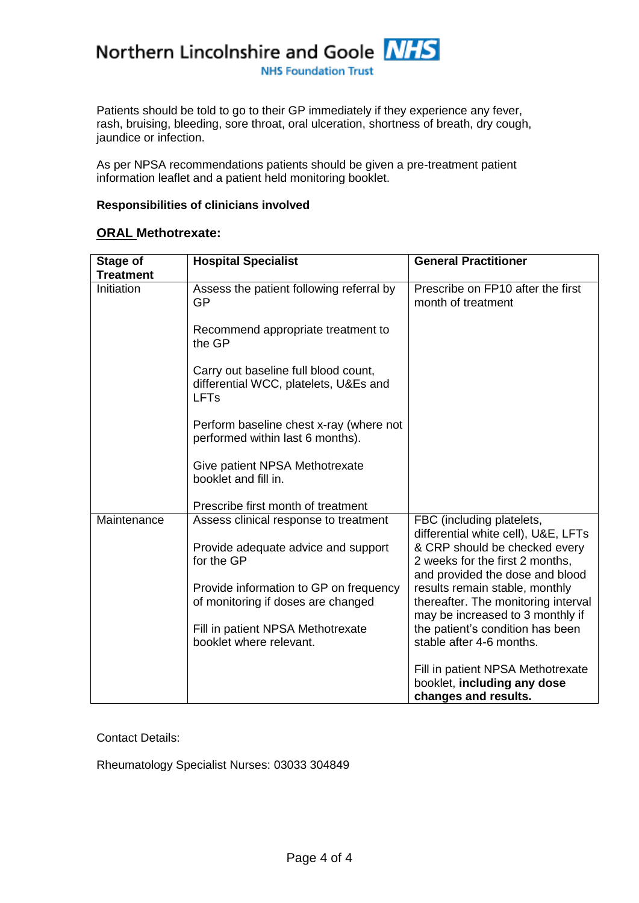Patients should be told to go to their GP immediately if they experience any fever, rash, bruising, bleeding, sore throat, oral ulceration, shortness of breath, dry cough, jaundice or infection.

As per NPSA recommendations patients should be given a pre-treatment patient information leaflet and a patient held monitoring booklet.

**Responsibilities of clinicians involved**

**ORAL Methotrexate:**

| Stage of Treatment | Hospital Specialist | General Practitioner |
|---|---|---|
| Initiation | Assess the patient following referral by GP<br><br>Recommend appropriate treatment to the GP<br><br>Carry out baseline full blood count, differential WCC, platelets, U&Es and LFTs<br><br>Perform baseline chest x-ray (where not performed within last 6 months).<br><br>Give patient NPSA Methotrexate booklet and fill in.<br><br>Prescribe first month of treatment | Prescribe on FP10 after the first month of treatment |
| Maintenance | Assess clinical response to treatment<br><br>Provide adequate advice and support for the GP<br><br>Provide information to GP on frequency of monitoring if doses are changed<br><br>Fill in patient NPSA Methotrexate booklet where relevant. | FBC (including platelets, differential white cell), U&E, LFTs & CRP should be checked every 2 weeks for the first 2 months, and provided the dose and blood results remain stable, monthly thereafter. The monitoring interval may be increased to 3 monthly if the patient's condition has been stable after 4-6 months.<br><br>Fill in patient NPSA Methotrexate booklet, **including any dose changes and results.** |

Contact Details:

Rheumatology Specialist Nurses: 03033 304849